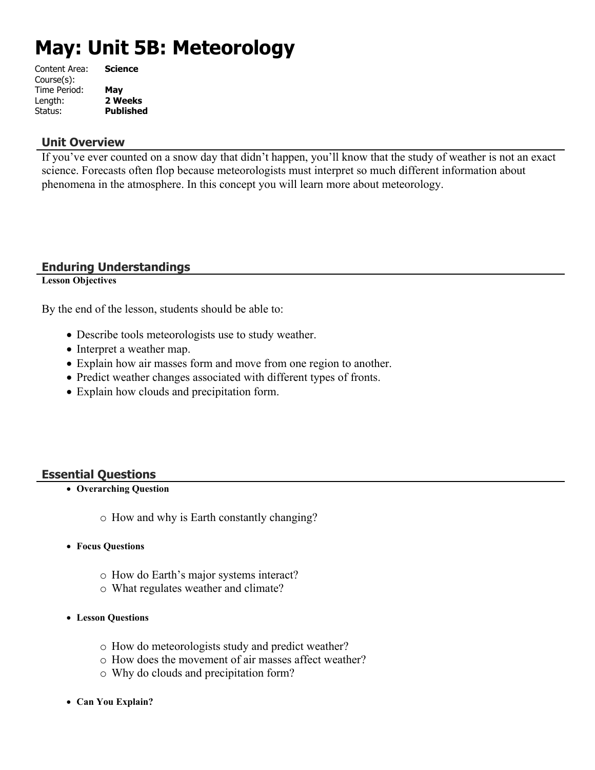# May: Unit 5B: Meteorology

Content Area: **Science**
Course(s):
Time Period: **May**
Length: **2 Weeks**
Status: **Published**

## Unit Overview

If you've ever counted on a snow day that didn't happen, you'll know that the study of weather is not an exact science. Forecasts often flop because meteorologists must interpret so much different information about phenomena in the atmosphere. In this concept you will learn more about meteorology.

## Enduring Understandings

**Lesson Objectives**

By the end of the lesson, students should be able to:

- Describe tools meteorologists use to study weather.
- Interpret a weather map.
- Explain how air masses form and move from one region to another.
- Predict weather changes associated with different types of fronts.
- Explain how clouds and precipitation form.

## Essential Questions

- **Overarching Question**
  - How and why is Earth constantly changing?
- **Focus Questions**
  - How do Earth's major systems interact?
  - What regulates weather and climate?
- **Lesson Questions**
  - How do meteorologists study and predict weather?
  - How does the movement of air masses affect weather?
  - Why do clouds and precipitation form?
- **Can You Explain?**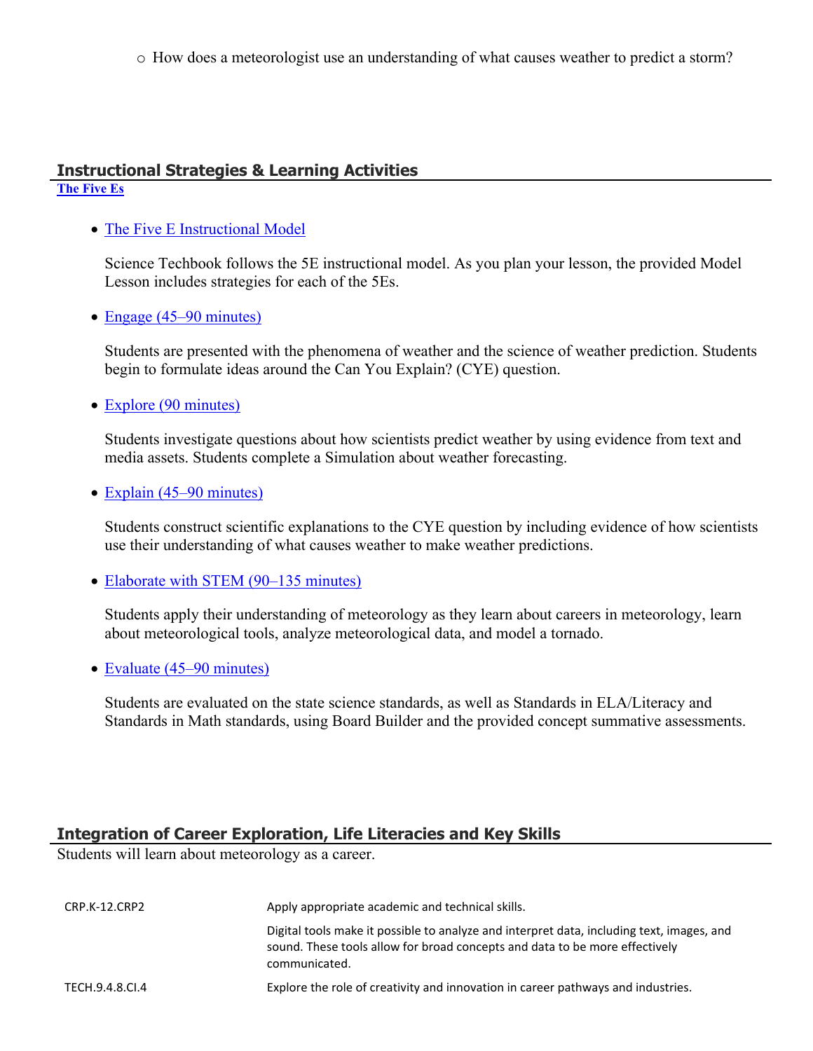- How does a meteorologist use an understanding of what causes weather to predict a storm?

## Instructional Strategies & Learning Activities

[The Five Es](#)

- [The Five E Instructional Model](#)

  Science Techbook follows the 5E instructional model. As you plan your lesson, the provided Model Lesson includes strategies for each of the 5Es.

- [Engage (45–90 minutes)](#)

  Students are presented with the phenomena of weather and the science of weather prediction. Students begin to formulate ideas around the Can You Explain? (CYE) question.

- [Explore (90 minutes)](#)

  Students investigate questions about how scientists predict weather by using evidence from text and media assets. Students complete a Simulation about weather forecasting.

- [Explain (45–90 minutes)](#)

  Students construct scientific explanations to the CYE question by including evidence of how scientists use their understanding of what causes weather to make weather predictions.

- [Elaborate with STEM (90–135 minutes)](#)

  Students apply their understanding of meteorology as they learn about careers in meteorology, learn about meteorological tools, analyze meteorological data, and model a tornado.

- [Evaluate (45–90 minutes)](#)

  Students are evaluated on the state science standards, as well as Standards in ELA/Literacy and Standards in Math standards, using Board Builder and the provided concept summative assessments.

## Integration of Career Exploration, Life Literacies and Key Skills

Students will learn about meteorology as a career.

| | |
|---|---|
| CRP.K-12.CRP2 | Apply appropriate academic and technical skills. |
| | Digital tools make it possible to analyze and interpret data, including text, images, and sound. These tools allow for broad concepts and data to be more effectively communicated. |
| TECH.9.4.8.CI.4 | Explore the role of creativity and innovation in career pathways and industries. |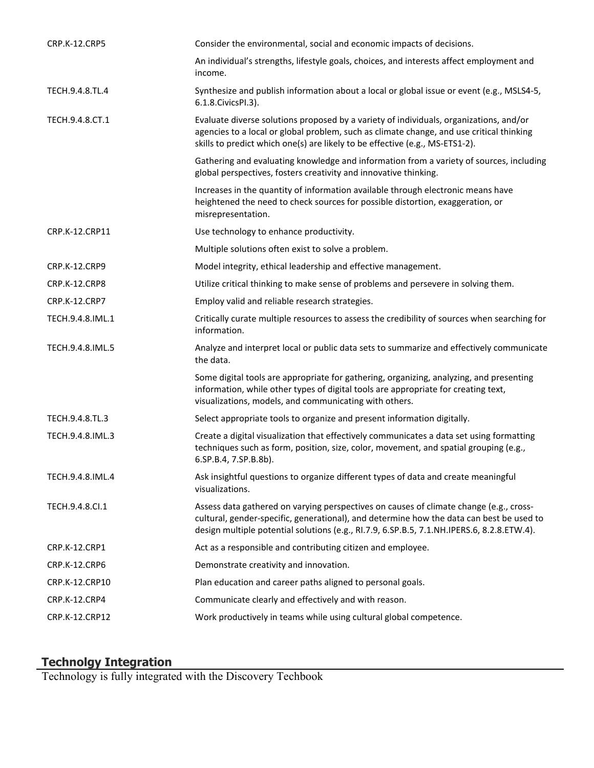| | |
|---|---|
| CRP.K-12.CRP5 | Consider the environmental, social and economic impacts of decisions. |
| | An individual's strengths, lifestyle goals, choices, and interests affect employment and income. |
| TECH.9.4.8.TL.4 | Synthesize and publish information about a local or global issue or event (e.g., MSLS4-5, 6.1.8.CivicsPI.3). |
| TECH.9.4.8.CT.1 | Evaluate diverse solutions proposed by a variety of individuals, organizations, and/or agencies to a local or global problem, such as climate change, and use critical thinking skills to predict which one(s) are likely to be effective (e.g., MS-ETS1-2). |
| | Gathering and evaluating knowledge and information from a variety of sources, including global perspectives, fosters creativity and innovative thinking. |
| | Increases in the quantity of information available through electronic means have heightened the need to check sources for possible distortion, exaggeration, or misrepresentation. |
| CRP.K-12.CRP11 | Use technology to enhance productivity. |
| | Multiple solutions often exist to solve a problem. |
| CRP.K-12.CRP9 | Model integrity, ethical leadership and effective management. |
| CRP.K-12.CRP8 | Utilize critical thinking to make sense of problems and persevere in solving them. |
| CRP.K-12.CRP7 | Employ valid and reliable research strategies. |
| TECH.9.4.8.IML.1 | Critically curate multiple resources to assess the credibility of sources when searching for information. |
| TECH.9.4.8.IML.5 | Analyze and interpret local or public data sets to summarize and effectively communicate the data. |
| | Some digital tools are appropriate for gathering, organizing, analyzing, and presenting information, while other types of digital tools are appropriate for creating text, visualizations, models, and communicating with others. |
| TECH.9.4.8.TL.3 | Select appropriate tools to organize and present information digitally. |
| TECH.9.4.8.IML.3 | Create a digital visualization that effectively communicates a data set using formatting techniques such as form, position, size, color, movement, and spatial grouping (e.g., 6.SP.B.4, 7.SP.B.8b). |
| TECH.9.4.8.IML.4 | Ask insightful questions to organize different types of data and create meaningful visualizations. |
| TECH.9.4.8.CI.1 | Assess data gathered on varying perspectives on causes of climate change (e.g., cross-cultural, gender-specific, generational), and determine how the data can best be used to design multiple potential solutions (e.g., RI.7.9, 6.SP.B.5, 7.1.NH.IPERS.6, 8.2.8.ETW.4). |
| CRP.K-12.CRP1 | Act as a responsible and contributing citizen and employee. |
| CRP.K-12.CRP6 | Demonstrate creativity and innovation. |
| CRP.K-12.CRP10 | Plan education and career paths aligned to personal goals. |
| CRP.K-12.CRP4 | Communicate clearly and effectively and with reason. |
| CRP.K-12.CRP12 | Work productively in teams while using cultural global competence. |

## Technolgy Integration

Technology is fully integrated with the Discovery Techbook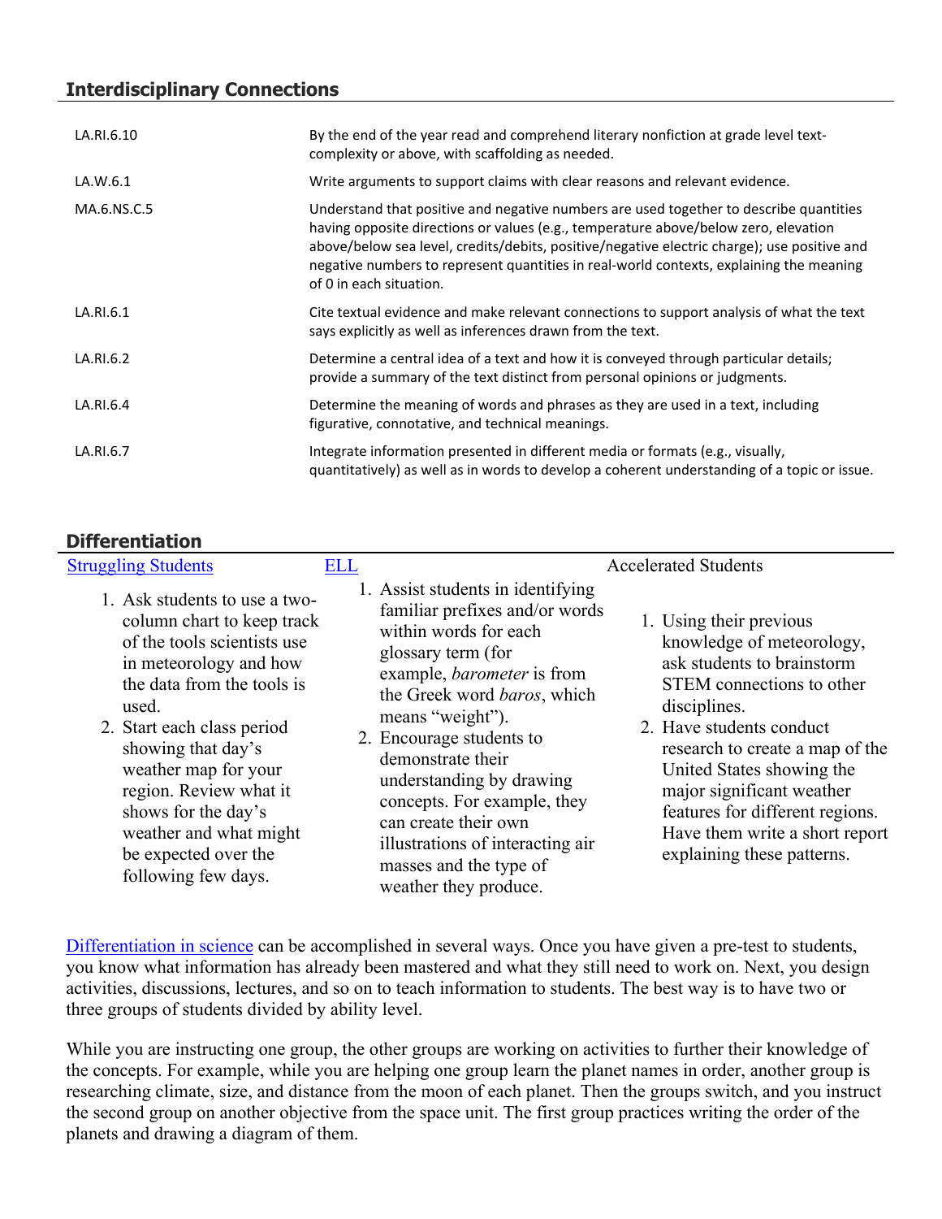## Interdisciplinary Connections

| | |
|---|---|
| LA.RI.6.10 | By the end of the year read and comprehend literary nonfiction at grade level text-complexity or above, with scaffolding as needed. |
| LA.W.6.1 | Write arguments to support claims with clear reasons and relevant evidence. |
| MA.6.NS.C.5 | Understand that positive and negative numbers are used together to describe quantities having opposite directions or values (e.g., temperature above/below zero, elevation above/below sea level, credits/debits, positive/negative electric charge); use positive and negative numbers to represent quantities in real-world contexts, explaining the meaning of 0 in each situation. |
| LA.RI.6.1 | Cite textual evidence and make relevant connections to support analysis of what the text says explicitly as well as inferences drawn from the text. |
| LA.RI.6.2 | Determine a central idea of a text and how it is conveyed through particular details; provide a summary of the text distinct from personal opinions or judgments. |
| LA.RI.6.4 | Determine the meaning of words and phrases as they are used in a text, including figurative, connotative, and technical meanings. |
| LA.RI.6.7 | Integrate information presented in different media or formats (e.g., visually, quantitatively) as well as in words to develop a coherent understanding of a topic or issue. |

## Differentiation

| [Struggling Students]() | [ELL]() | Accelerated Students |
|---|---|---|
| 1. Ask students to use a two-column chart to keep track of the tools scientists use in meteorology and how the data from the tools is used.<br>2. Start each class period showing that day's weather map for your region. Review what it shows for the day's weather and what might be expected over the following few days. | 1. Assist students in identifying familiar prefixes and/or words within words for each glossary term (for example, *barometer* is from the Greek word *baros*, which means "weight").<br>2. Encourage students to demonstrate their understanding by drawing concepts. For example, they can create their own illustrations of interacting air masses and the type of weather they produce. | 1. Using their previous knowledge of meteorology, ask students to brainstorm STEM connections to other disciplines.<br>2. Have students conduct research to create a map of the United States showing the major significant weather features for different regions. Have them write a short report explaining these patterns. |

[Differentiation in science]() can be accomplished in several ways. Once you have given a pre-test to students, you know what information has already been mastered and what they still need to work on. Next, you design activities, discussions, lectures, and so on to teach information to students. The best way is to have two or three groups of students divided by ability level.

While you are instructing one group, the other groups are working on activities to further their knowledge of the concepts. For example, while you are helping one group learn the planet names in order, another group is researching climate, size, and distance from the moon of each planet. Then the groups switch, and you instruct the second group on another objective from the space unit. The first group practices writing the order of the planets and drawing a diagram of them.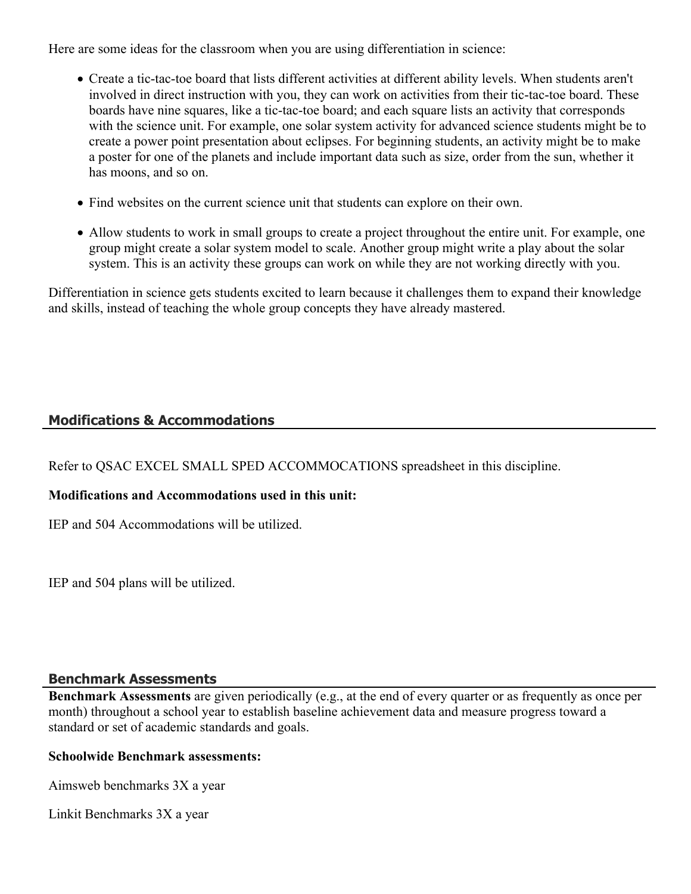Here are some ideas for the classroom when you are using differentiation in science:

- Create a tic-tac-toe board that lists different activities at different ability levels. When students aren't involved in direct instruction with you, they can work on activities from their tic-tac-toe board. These boards have nine squares, like a tic-tac-toe board; and each square lists an activity that corresponds with the science unit. For example, one solar system activity for advanced science students might be to create a power point presentation about eclipses. For beginning students, an activity might be to make a poster for one of the planets and include important data such as size, order from the sun, whether it has moons, and so on.
- Find websites on the current science unit that students can explore on their own.
- Allow students to work in small groups to create a project throughout the entire unit. For example, one group might create a solar system model to scale. Another group might write a play about the solar system. This is an activity these groups can work on while they are not working directly with you.

Differentiation in science gets students excited to learn because it challenges them to expand their knowledge and skills, instead of teaching the whole group concepts they have already mastered.

## Modifications & Accommodations

Refer to QSAC EXCEL SMALL SPED ACCOMMOCATIONS spreadsheet in this discipline.

**Modifications and Accommodations used in this unit:**

IEP and 504 Accommodations will be utilized.

IEP and 504 plans will be utilized.

## Benchmark Assessments

**Benchmark Assessments** are given periodically (e.g., at the end of every quarter or as frequently as once per month) throughout a school year to establish baseline achievement data and measure progress toward a standard or set of academic standards and goals.

**Schoolwide Benchmark assessments:**

Aimsweb benchmarks 3X a year

Linkit Benchmarks 3X a year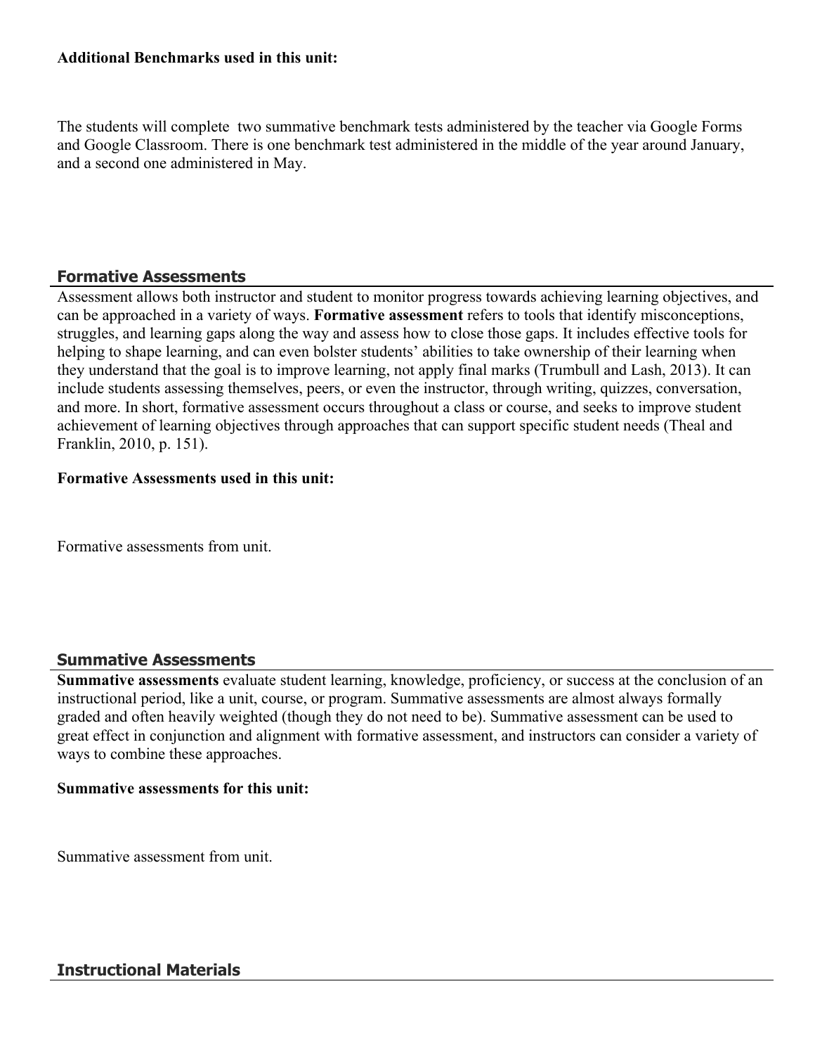**Additional Benchmarks used in this unit:**

The students will complete two summative benchmark tests administered by the teacher via Google Forms and Google Classroom. There is one benchmark test administered in the middle of the year around January, and a second one administered in May.

## Formative Assessments

Assessment allows both instructor and student to monitor progress towards achieving learning objectives, and can be approached in a variety of ways. **Formative assessment** refers to tools that identify misconceptions, struggles, and learning gaps along the way and assess how to close those gaps. It includes effective tools for helping to shape learning, and can even bolster students' abilities to take ownership of their learning when they understand that the goal is to improve learning, not apply final marks (Trumbull and Lash, 2013). It can include students assessing themselves, peers, or even the instructor, through writing, quizzes, conversation, and more. In short, formative assessment occurs throughout a class or course, and seeks to improve student achievement of learning objectives through approaches that can support specific student needs (Theal and Franklin, 2010, p. 151).

**Formative Assessments used in this unit:**

Formative assessments from unit.

## Summative Assessments

**Summative assessments** evaluate student learning, knowledge, proficiency, or success at the conclusion of an instructional period, like a unit, course, or program. Summative assessments are almost always formally graded and often heavily weighted (though they do not need to be). Summative assessment can be used to great effect in conjunction and alignment with formative assessment, and instructors can consider a variety of ways to combine these approaches.

**Summative assessments for this unit:**

Summative assessment from unit.

## Instructional Materials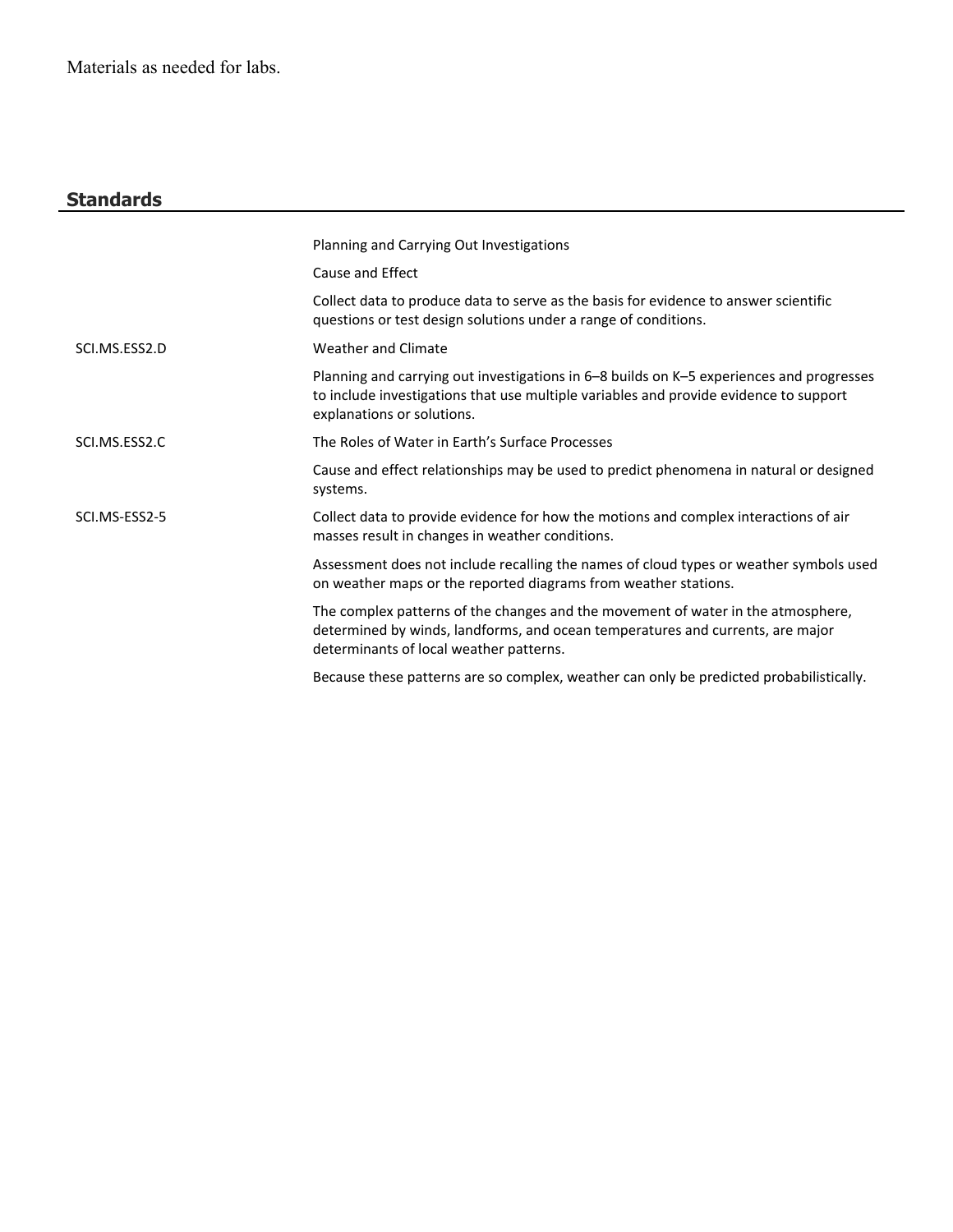Materials as needed for labs.

## Standards

| | |
|---|---|
| | Planning and Carrying Out Investigations |
| | Cause and Effect |
| | Collect data to produce data to serve as the basis for evidence to answer scientific questions or test design solutions under a range of conditions. |
| SCI.MS.ESS2.D | Weather and Climate |
| | Planning and carrying out investigations in 6–8 builds on K–5 experiences and progresses to include investigations that use multiple variables and provide evidence to support explanations or solutions. |
| SCI.MS.ESS2.C | The Roles of Water in Earth's Surface Processes |
| | Cause and effect relationships may be used to predict phenomena in natural or designed systems. |
| SCI.MS-ESS2-5 | Collect data to provide evidence for how the motions and complex interactions of air masses result in changes in weather conditions. |
| | Assessment does not include recalling the names of cloud types or weather symbols used on weather maps or the reported diagrams from weather stations. |
| | The complex patterns of the changes and the movement of water in the atmosphere, determined by winds, landforms, and ocean temperatures and currents, are major determinants of local weather patterns. |
| | Because these patterns are so complex, weather can only be predicted probabilistically. |